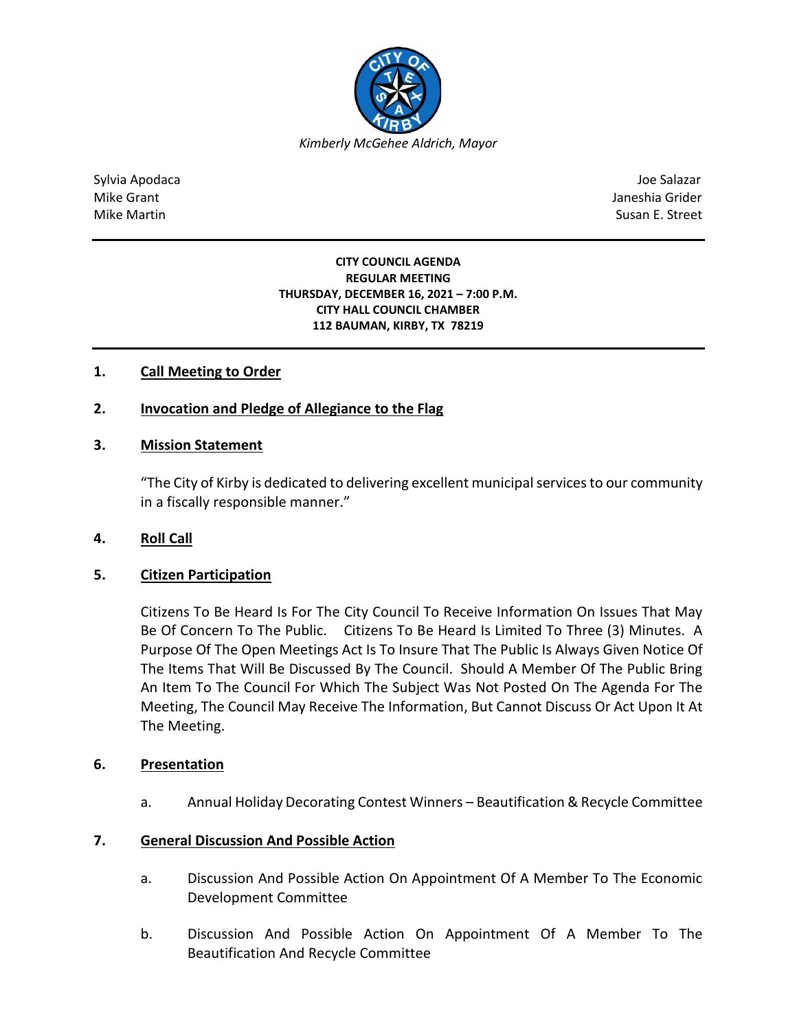*Kimberly McGehee Aldrich, Mayor*

Sylvia Apodaca
Mike Grant
Mike Martin

Joe Salazar
Janeshia Grider
Susan E. Street

**CITY COUNCIL AGENDA**
**REGULAR MEETING**
**THURSDAY, DECEMBER 16, 2021 – 7:00 P.M.**
**CITY HALL COUNCIL CHAMBER**
**112 BAUMAN, KIRBY, TX 78219**

**1. Call Meeting to Order**

**2. Invocation and Pledge of Allegiance to the Flag**

**3. Mission Statement**

"The City of Kirby is dedicated to delivering excellent municipal services to our community in a fiscally responsible manner."

**4. Roll Call**

**5. Citizen Participation**

Citizens To Be Heard Is For The City Council To Receive Information On Issues That May Be Of Concern To The Public. Citizens To Be Heard Is Limited To Three (3) Minutes. A Purpose Of The Open Meetings Act Is To Insure That The Public Is Always Given Notice Of The Items That Will Be Discussed By The Council. Should A Member Of The Public Bring An Item To The Council For Which The Subject Was Not Posted On The Agenda For The Meeting, The Council May Receive The Information, But Cannot Discuss Or Act Upon It At The Meeting.

**6. Presentation**

a. Annual Holiday Decorating Contest Winners – Beautification & Recycle Committee

**7. General Discussion And Possible Action**

a. Discussion And Possible Action On Appointment Of A Member To The Economic Development Committee

b. Discussion And Possible Action On Appointment Of A Member To The Beautification And Recycle Committee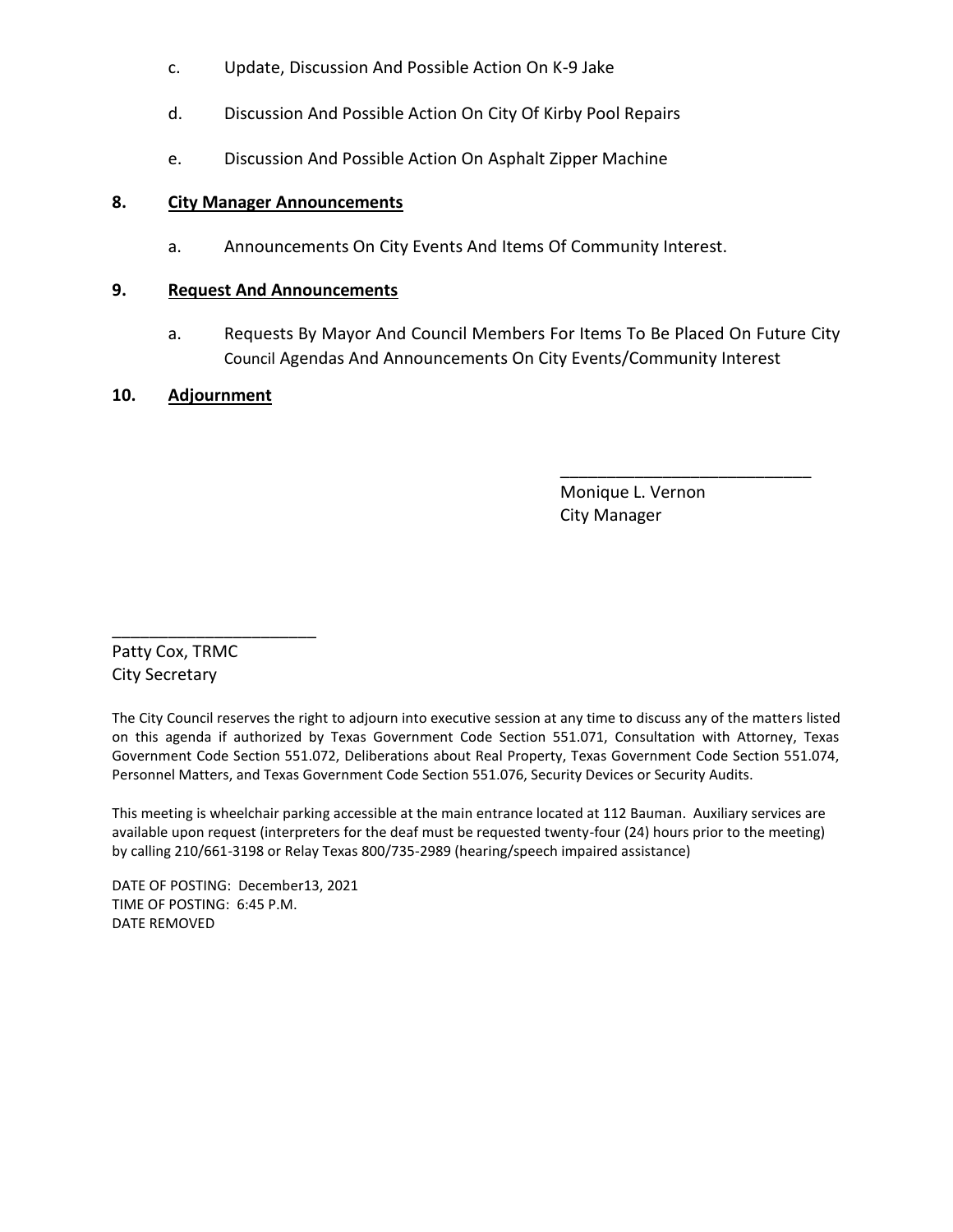c. Update, Discussion And Possible Action On K-9 Jake

d. Discussion And Possible Action On City Of Kirby Pool Repairs

e. Discussion And Possible Action On Asphalt Zipper Machine

**8. City Manager Announcements**

a. Announcements On City Events And Items Of Community Interest.

**9. Request And Announcements**

a. Requests By Mayor And Council Members For Items To Be Placed On Future City Council Agendas And Announcements On City Events/Community Interest

**10. Adjournment**

___________________________
Monique L. Vernon
City Manager

______________________
Patty Cox, TRMC
City Secretary

The City Council reserves the right to adjourn into executive session at any time to discuss any of the matters listed on this agenda if authorized by Texas Government Code Section 551.071, Consultation with Attorney, Texas Government Code Section 551.072, Deliberations about Real Property, Texas Government Code Section 551.074, Personnel Matters, and Texas Government Code Section 551.076, Security Devices or Security Audits.

This meeting is wheelchair parking accessible at the main entrance located at 112 Bauman. Auxiliary services are available upon request (interpreters for the deaf must be requested twenty-four (24) hours prior to the meeting) by calling 210/661-3198 or Relay Texas 800/735-2989 (hearing/speech impaired assistance)

DATE OF POSTING: December13, 2021
TIME OF POSTING: 6:45 P.M.
DATE REMOVED